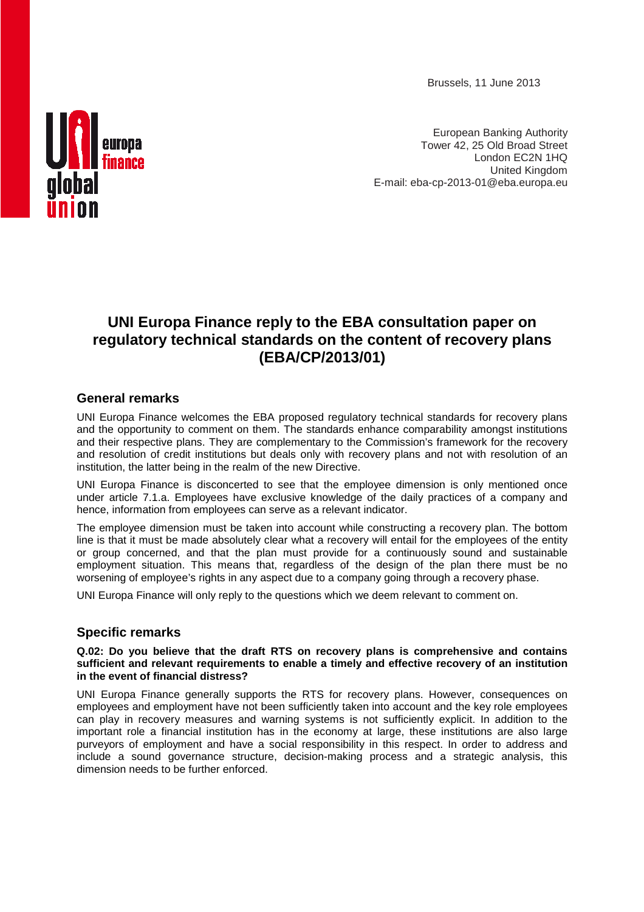Brussels, 11 June 2013

European Banking Authority
Tower 42, 25 Old Broad Street
London EC2N 1HQ
United Kingdom
E-mail: eba-cp-2013-01@eba.europa.eu

# UNI Europa Finance reply to the EBA consultation paper on regulatory technical standards on the content of recovery plans (EBA/CP/2013/01)

## General remarks

UNI Europa Finance welcomes the EBA proposed regulatory technical standards for recovery plans and the opportunity to comment on them. The standards enhance comparability amongst institutions and their respective plans. They are complementary to the Commission's framework for the recovery and resolution of credit institutions but deals only with recovery plans and not with resolution of an institution, the latter being in the realm of the new Directive.

UNI Europa Finance is disconcerted to see that the employee dimension is only mentioned once under article 7.1.a. Employees have exclusive knowledge of the daily practices of a company and hence, information from employees can serve as a relevant indicator.

The employee dimension must be taken into account while constructing a recovery plan. The bottom line is that it must be made absolutely clear what a recovery will entail for the employees of the entity or group concerned, and that the plan must provide for a continuously sound and sustainable employment situation. This means that, regardless of the design of the plan there must be no worsening of employee's rights in any aspect due to a company going through a recovery phase.

UNI Europa Finance will only reply to the questions which we deem relevant to comment on.

## Specific remarks

**Q.02: Do you believe that the draft RTS on recovery plans is comprehensive and contains sufficient and relevant requirements to enable a timely and effective recovery of an institution in the event of financial distress?**

UNI Europa Finance generally supports the RTS for recovery plans. However, consequences on employees and employment have not been sufficiently taken into account and the key role employees can play in recovery measures and warning systems is not sufficiently explicit. In addition to the important role a financial institution has in the economy at large, these institutions are also large purveyors of employment and have a social responsibility in this respect. In order to address and include a sound governance structure, decision-making process and a strategic analysis, this dimension needs to be further enforced.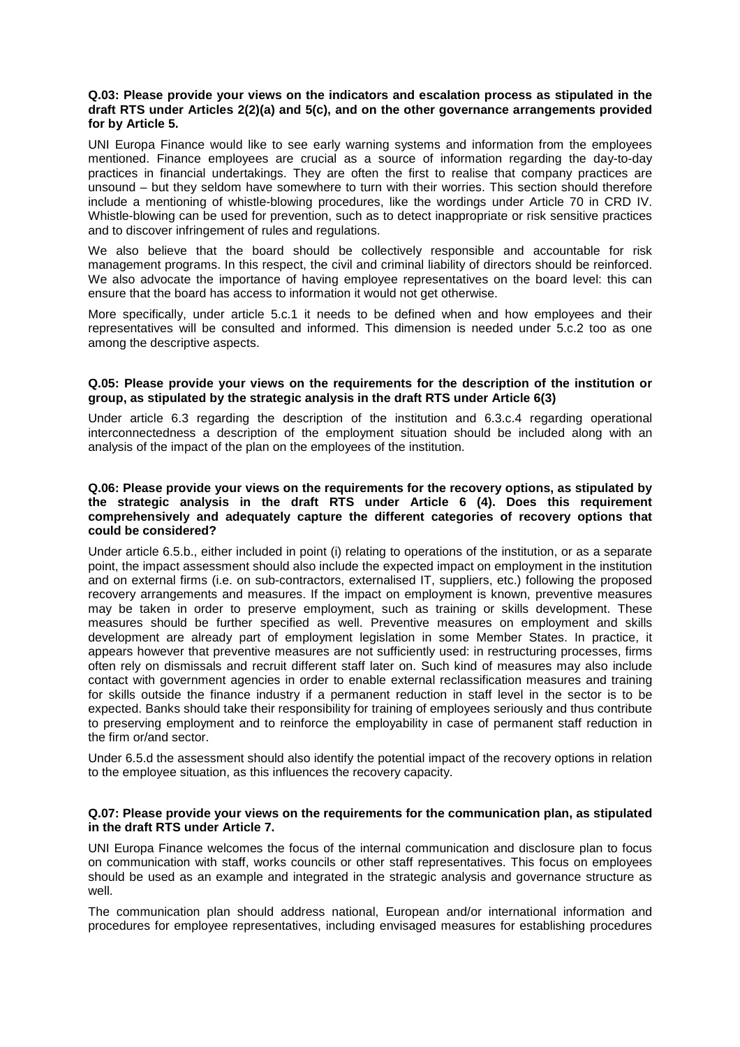**Q.03: Please provide your views on the indicators and escalation process as stipulated in the draft RTS under Articles 2(2)(a) and 5(c), and on the other governance arrangements provided for by Article 5.**

UNI Europa Finance would like to see early warning systems and information from the employees mentioned. Finance employees are crucial as a source of information regarding the day-to-day practices in financial undertakings. They are often the first to realise that company practices are unsound – but they seldom have somewhere to turn with their worries. This section should therefore include a mentioning of whistle-blowing procedures, like the wordings under Article 70 in CRD IV. Whistle-blowing can be used for prevention, such as to detect inappropriate or risk sensitive practices and to discover infringement of rules and regulations.

We also believe that the board should be collectively responsible and accountable for risk management programs. In this respect, the civil and criminal liability of directors should be reinforced. We also advocate the importance of having employee representatives on the board level: this can ensure that the board has access to information it would not get otherwise.

More specifically, under article 5.c.1 it needs to be defined when and how employees and their representatives will be consulted and informed. This dimension is needed under 5.c.2 too as one among the descriptive aspects.

**Q.05: Please provide your views on the requirements for the description of the institution or group, as stipulated by the strategic analysis in the draft RTS under Article 6(3)**

Under article 6.3 regarding the description of the institution and 6.3.c.4 regarding operational interconnectedness a description of the employment situation should be included along with an analysis of the impact of the plan on the employees of the institution.

**Q.06: Please provide your views on the requirements for the recovery options, as stipulated by the strategic analysis in the draft RTS under Article 6 (4). Does this requirement comprehensively and adequately capture the different categories of recovery options that could be considered?**

Under article 6.5.b., either included in point (i) relating to operations of the institution, or as a separate point, the impact assessment should also include the expected impact on employment in the institution and on external firms (i.e. on sub-contractors, externalised IT, suppliers, etc.) following the proposed recovery arrangements and measures. If the impact on employment is known, preventive measures may be taken in order to preserve employment, such as training or skills development. These measures should be further specified as well. Preventive measures on employment and skills development are already part of employment legislation in some Member States. In practice, it appears however that preventive measures are not sufficiently used: in restructuring processes, firms often rely on dismissals and recruit different staff later on. Such kind of measures may also include contact with government agencies in order to enable external reclassification measures and training for skills outside the finance industry if a permanent reduction in staff level in the sector is to be expected. Banks should take their responsibility for training of employees seriously and thus contribute to preserving employment and to reinforce the employability in case of permanent staff reduction in the firm or/and sector.

Under 6.5.d the assessment should also identify the potential impact of the recovery options in relation to the employee situation, as this influences the recovery capacity.

**Q.07: Please provide your views on the requirements for the communication plan, as stipulated in the draft RTS under Article 7.**

UNI Europa Finance welcomes the focus of the internal communication and disclosure plan to focus on communication with staff, works councils or other staff representatives. This focus on employees should be used as an example and integrated in the strategic analysis and governance structure as well.

The communication plan should address national, European and/or international information and procedures for employee representatives, including envisaged measures for establishing procedures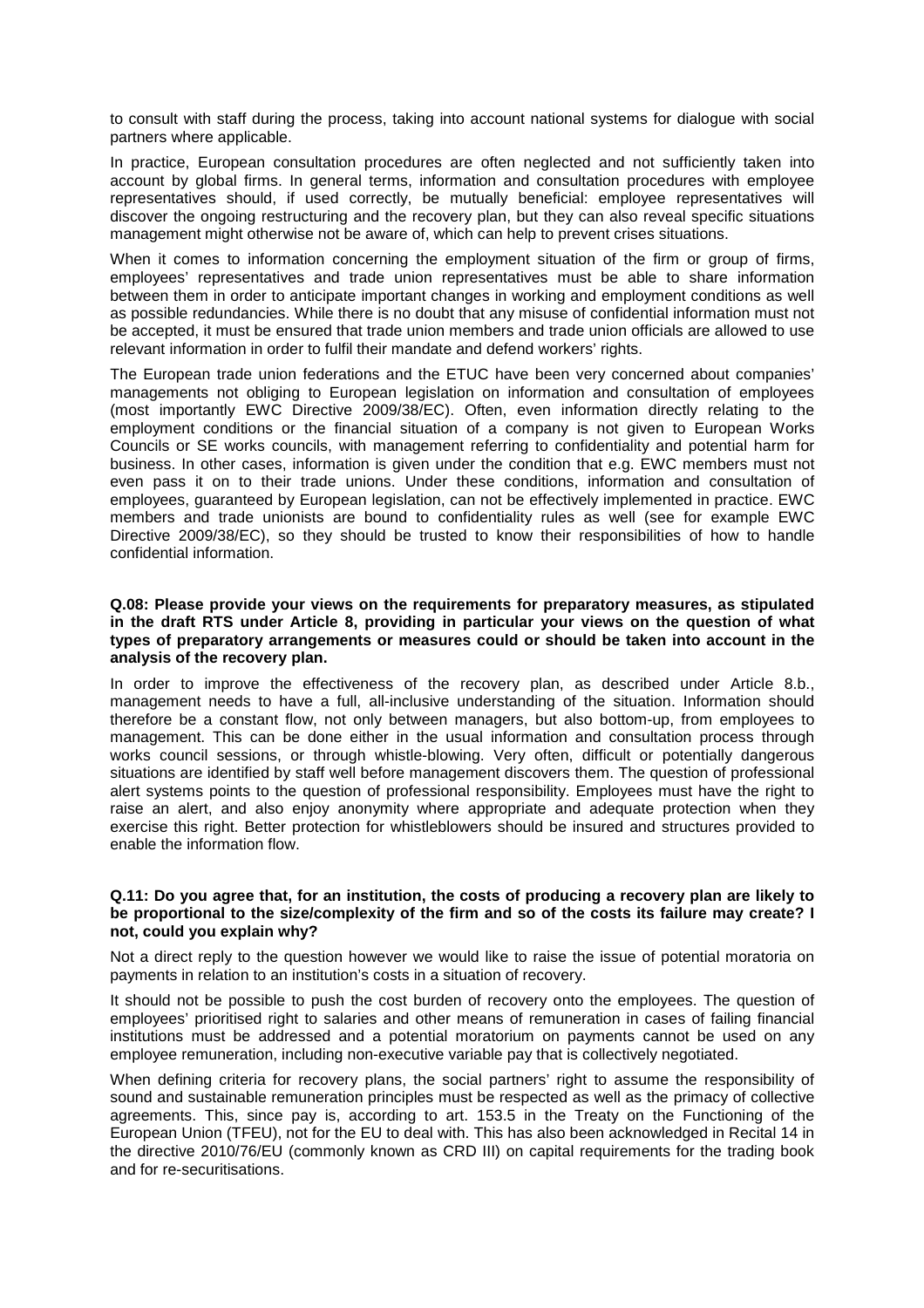to consult with staff during the process, taking into account national systems for dialogue with social partners where applicable.

In practice, European consultation procedures are often neglected and not sufficiently taken into account by global firms. In general terms, information and consultation procedures with employee representatives should, if used correctly, be mutually beneficial: employee representatives will discover the ongoing restructuring and the recovery plan, but they can also reveal specific situations management might otherwise not be aware of, which can help to prevent crises situations.

When it comes to information concerning the employment situation of the firm or group of firms, employees' representatives and trade union representatives must be able to share information between them in order to anticipate important changes in working and employment conditions as well as possible redundancies. While there is no doubt that any misuse of confidential information must not be accepted, it must be ensured that trade union members and trade union officials are allowed to use relevant information in order to fulfil their mandate and defend workers' rights.

The European trade union federations and the ETUC have been very concerned about companies' managements not obliging to European legislation on information and consultation of employees (most importantly EWC Directive 2009/38/EC). Often, even information directly relating to the employment conditions or the financial situation of a company is not given to European Works Councils or SE works councils, with management referring to confidentiality and potential harm for business. In other cases, information is given under the condition that e.g. EWC members must not even pass it on to their trade unions. Under these conditions, information and consultation of employees, guaranteed by European legislation, can not be effectively implemented in practice. EWC members and trade unionists are bound to confidentiality rules as well (see for example EWC Directive 2009/38/EC), so they should be trusted to know their responsibilities of how to handle confidential information.

**Q.08: Please provide your views on the requirements for preparatory measures, as stipulated in the draft RTS under Article 8, providing in particular your views on the question of what types of preparatory arrangements or measures could or should be taken into account in the analysis of the recovery plan.**

In order to improve the effectiveness of the recovery plan, as described under Article 8.b., management needs to have a full, all-inclusive understanding of the situation. Information should therefore be a constant flow, not only between managers, but also bottom-up, from employees to management. This can be done either in the usual information and consultation process through works council sessions, or through whistle-blowing. Very often, difficult or potentially dangerous situations are identified by staff well before management discovers them. The question of professional alert systems points to the question of professional responsibility. Employees must have the right to raise an alert, and also enjoy anonymity where appropriate and adequate protection when they exercise this right. Better protection for whistleblowers should be insured and structures provided to enable the information flow.

**Q.11: Do you agree that, for an institution, the costs of producing a recovery plan are likely to be proportional to the size/complexity of the firm and so of the costs its failure may create? I not, could you explain why?**

Not a direct reply to the question however we would like to raise the issue of potential moratoria on payments in relation to an institution's costs in a situation of recovery.

It should not be possible to push the cost burden of recovery onto the employees. The question of employees' prioritised right to salaries and other means of remuneration in cases of failing financial institutions must be addressed and a potential moratorium on payments cannot be used on any employee remuneration, including non-executive variable pay that is collectively negotiated.

When defining criteria for recovery plans, the social partners' right to assume the responsibility of sound and sustainable remuneration principles must be respected as well as the primacy of collective agreements. This, since pay is, according to art. 153.5 in the Treaty on the Functioning of the European Union (TFEU), not for the EU to deal with. This has also been acknowledged in Recital 14 in the directive 2010/76/EU (commonly known as CRD III) on capital requirements for the trading book and for re-securitisations.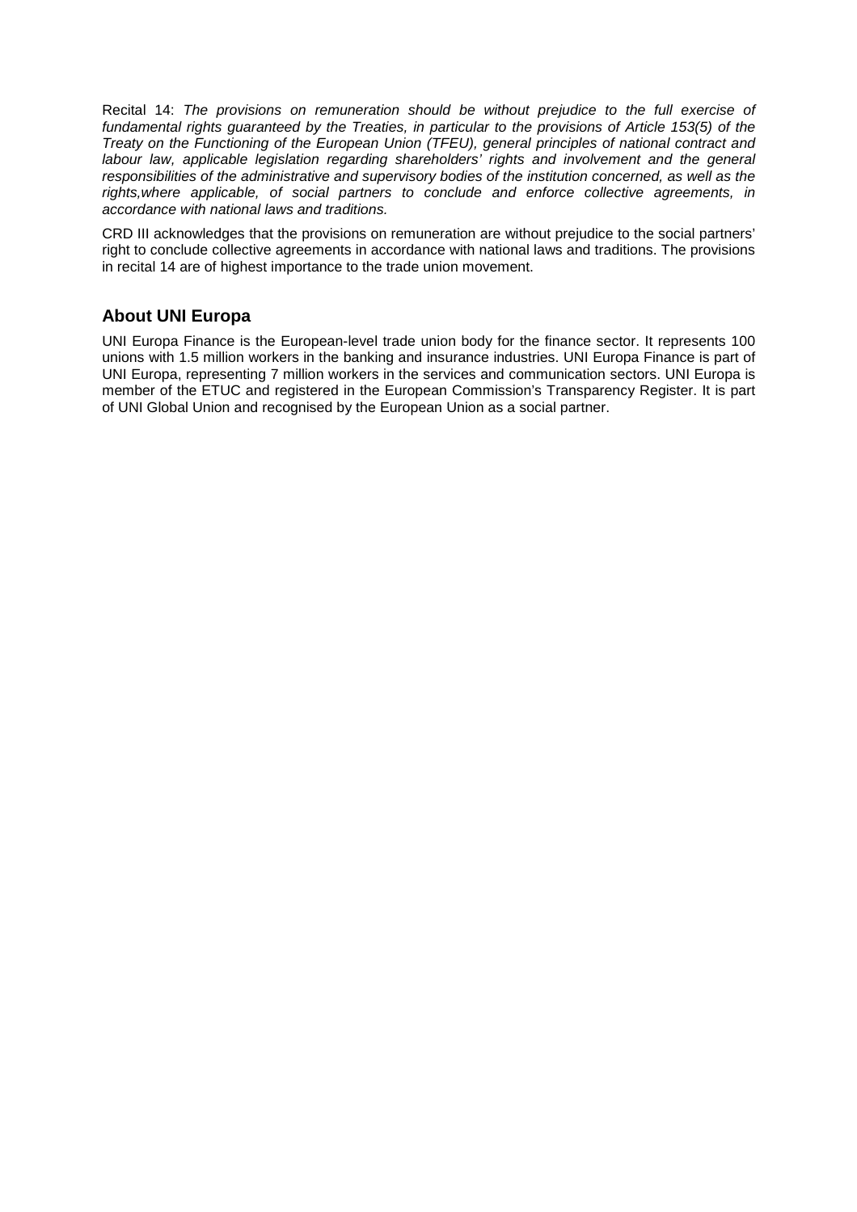Recital 14: *The provisions on remuneration should be without prejudice to the full exercise of fundamental rights guaranteed by the Treaties, in particular to the provisions of Article 153(5) of the Treaty on the Functioning of the European Union (TFEU), general principles of national contract and labour law, applicable legislation regarding shareholders' rights and involvement and the general responsibilities of the administrative and supervisory bodies of the institution concerned, as well as the rights,where applicable, of social partners to conclude and enforce collective agreements, in accordance with national laws and traditions.*

CRD III acknowledges that the provisions on remuneration are without prejudice to the social partners' right to conclude collective agreements in accordance with national laws and traditions. The provisions in recital 14 are of highest importance to the trade union movement.

## About UNI Europa

UNI Europa Finance is the European-level trade union body for the finance sector. It represents 100 unions with 1.5 million workers in the banking and insurance industries. UNI Europa Finance is part of UNI Europa, representing 7 million workers in the services and communication sectors. UNI Europa is member of the ETUC and registered in the European Commission's Transparency Register. It is part of UNI Global Union and recognised by the European Union as a social partner.